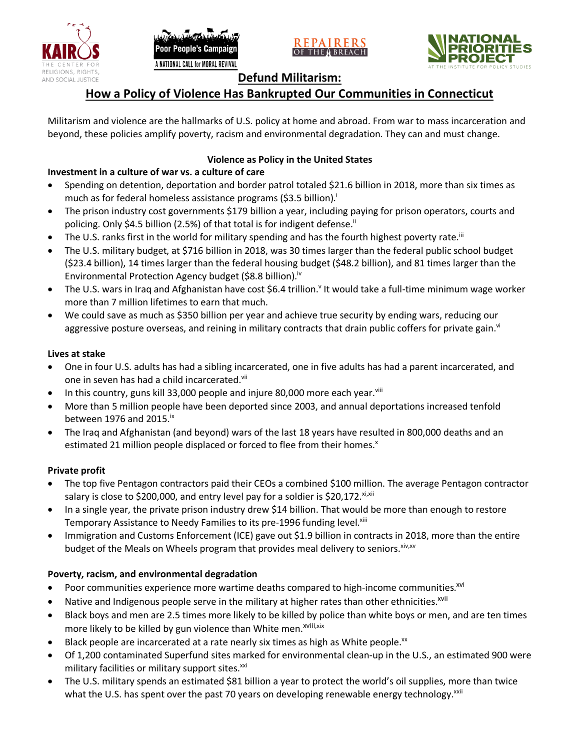# Defund Militarism:

## How a Policy of Violence Has Bankrupted Our Communities in Connecticut

Militarism and violence are the hallmarks of U.S. policy at home and abroad. From war to mass incarceration and beyond, these policies amplify poverty, racism and environmental degradation. They can and must change.

### Violence as Policy in the United States

**Investment in a culture of war vs. a culture of care**

- Spending on detention, deportation and border patrol totaled $21.6 billion in 2018, more than six times as much as for federal homeless assistance programs ($3.5 billion).[i]
- The prison industry cost governments $179 billion a year, including paying for prison operators, courts and policing. Only $4.5 billion (2.5%) of that total is for indigent defense.[ii]
- The U.S. ranks first in the world for military spending and has the fourth highest poverty rate.[iii]
- The U.S. military budget, at $716 billion in 2018, was 30 times larger than the federal public school budget ($23.4 billion), 14 times larger than the federal housing budget ($48.2 billion), and 81 times larger than the Environmental Protection Agency budget ($8.8 billion).[iv]
- The U.S. wars in Iraq and Afghanistan have cost $6.4 trillion.[v] It would take a full-time minimum wage worker more than 7 million lifetimes to earn that much.
- We could save as much as $350 billion per year and achieve true security by ending wars, reducing our aggressive posture overseas, and reining in military contracts that drain public coffers for private gain.[vi]

**Lives at stake**

- One in four U.S. adults has had a sibling incarcerated, one in five adults has had a parent incarcerated, and one in seven has had a child incarcerated.[vii]
- In this country, guns kill 33,000 people and injure 80,000 more each year.[viii]
- More than 5 million people have been deported since 2003, and annual deportations increased tenfold between 1976 and 2015.[ix]
- The Iraq and Afghanistan (and beyond) wars of the last 18 years have resulted in 800,000 deaths and an estimated 21 million people displaced or forced to flee from their homes.[x]

**Private profit**

- The top five Pentagon contractors paid their CEOs a combined $100 million. The average Pentagon contractor salary is close to $200,000, and entry level pay for a soldier is $20,172.[xi,xii]
- In a single year, the private prison industry drew $14 billion. That would be more than enough to restore Temporary Assistance to Needy Families to its pre-1996 funding level.[xiii]
- Immigration and Customs Enforcement (ICE) gave out $1.9 billion in contracts in 2018, more than the entire budget of the Meals on Wheels program that provides meal delivery to seniors.[xiv,xv]

**Poverty, racism, and environmental degradation**

- Poor communities experience more wartime deaths compared to high-income communities.[xvi]
- Native and Indigenous people serve in the military at higher rates than other ethnicities.[xvii]
- Black boys and men are 2.5 times more likely to be killed by police than white boys or men, and are ten times more likely to be killed by gun violence than White men.[xviii,xix]
- Black people are incarcerated at a rate nearly six times as high as White people.[xx]
- Of 1,200 contaminated Superfund sites marked for environmental clean-up in the U.S., an estimated 900 were military facilities or military support sites.[xxi]
- The U.S. military spends an estimated $81 billion a year to protect the world's oil supplies, more than twice what the U.S. has spent over the past 70 years on developing renewable energy technology.[xxii]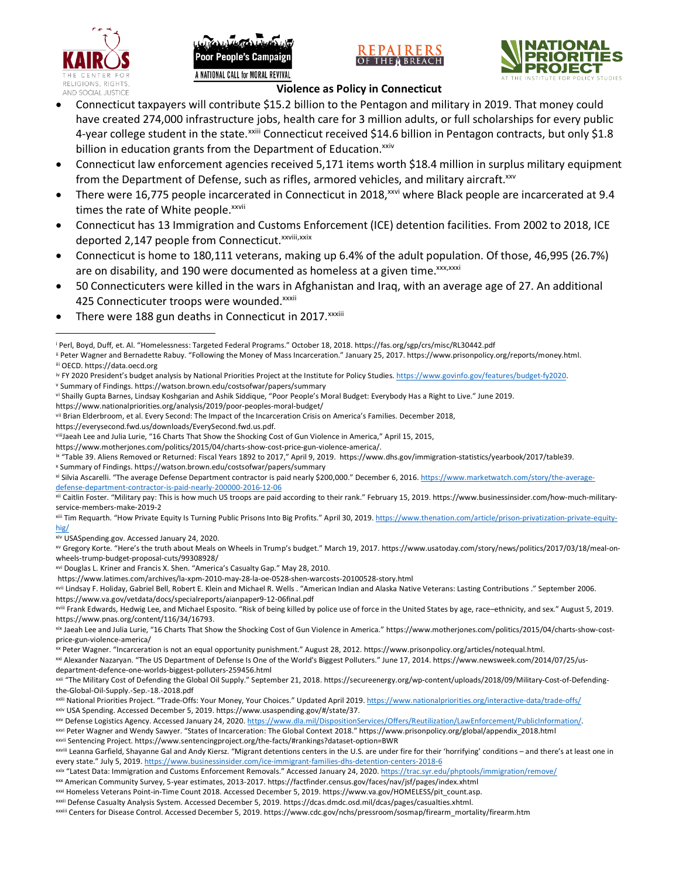## Violence as Policy in Connecticut

- Connecticut taxpayers will contribute $15.2 billion to the Pentagon and military in 2019. That money could have created 274,000 infrastructure jobs, health care for 3 million adults, or full scholarships for every public 4-year college student in the state.[xxiii] Connecticut received $14.6 billion in Pentagon contracts, but only $1.8 billion in education grants from the Department of Education.[xxiv]
- Connecticut law enforcement agencies received 5,171 items worth $18.4 million in surplus military equipment from the Department of Defense, such as rifles, armored vehicles, and military aircraft.[xxv]
- There were 16,775 people incarcerated in Connecticut in 2018,[xxvi] where Black people are incarcerated at 9.4 times the rate of White people.[xxvii]
- Connecticut has 13 Immigration and Customs Enforcement (ICE) detention facilities. From 2002 to 2018, ICE deported 2,147 people from Connecticut.[xxviii,xxix]
- Connecticut is home to 180,111 veterans, making up 6.4% of the adult population. Of those, 46,995 (26.7%) are on disability, and 190 were documented as homeless at a given time.[xxx,xxxi]
- 50 Connecticuters were killed in the wars in Afghanistan and Iraq, with an average age of 27. An additional 425 Connecticuter troops were wounded.[xxxii]
- There were 188 gun deaths in Connecticut in 2017.[xxxiii]

---

[i] Perl, Boyd, Duff, et. Al. "Homelessness: Targeted Federal Programs." October 18, 2018. https://fas.org/sgp/crs/misc/RL30442.pdf

[ii] Peter Wagner and Bernadette Rabuy. "Following the Money of Mass Incarceration." January 25, 2017. https://www.prisonpolicy.org/reports/money.html.

[iii] OECD. https://data.oecd.org

[iv] FY 2020 President's budget analysis by National Priorities Project at the Institute for Policy Studies. https://www.govinfo.gov/features/budget-fy2020.

[v] Summary of Findings. https://watson.brown.edu/costsofwar/papers/summary

[vi] Shailly Gupta Barnes, Lindsay Koshgarian and Ashik Siddique, "Poor People's Moral Budget: Everybody Has a Right to Live." June 2019. https://www.nationalpriorities.org/analysis/2019/poor-peoples-moral-budget/

[vii] Brian Elderbroom, et al. Every Second: The Impact of the Incarceration Crisis on America's Families. December 2018, https://everysecond.fwd.us/downloads/EverySecond.fwd.us.pdf.

[viii] Jaeah Lee and Julia Lurie, "16 Charts That Show the Shocking Cost of Gun Violence in America," April 15, 2015, https://www.motherjones.com/politics/2015/04/charts-show-cost-price-gun-violence-america/.

[ix] "Table 39. Aliens Removed or Returned: Fiscal Years 1892 to 2017," April 9, 2019. https://www.dhs.gov/immigration-statistics/yearbook/2017/table39.

[x] Summary of Findings. https://watson.brown.edu/costsofwar/papers/summary

[xi] Silvia Ascarelli. "The average Defense Department contractor is paid nearly $200,000." December 6, 2016. https://www.marketwatch.com/story/the-average-defense-department-contractor-is-paid-nearly-200000-2016-12-06

[xii] Caitlin Foster. "Military pay: This is how much US troops are paid according to their rank." February 15, 2019. https://www.businessinsider.com/how-much-military-service-members-make-2019-2

[xiii] Tim Requarth. "How Private Equity Is Turning Public Prisons Into Big Profits." April 30, 2019. https://www.thenation.com/article/prison-privatization-private-equity-hig/

[xiv] USASpending.gov. Accessed January 24, 2020.

[xv] Gregory Korte. "Here's the truth about Meals on Wheels in Trump's budget." March 19, 2017. https://www.usatoday.com/story/news/politics/2017/03/18/meal-on-wheels-trump-budget-proposal-cuts/99308928/

[xvi] Douglas L. Kriner and Francis X. Shen. "America's Casualty Gap." May 28, 2010. https://www.latimes.com/archives/la-xpm-2010-may-28-la-oe-0528-shen-warcosts-20100528-story.html

[xvii] Lindsay F. Holiday, Gabriel Bell, Robert E. Klein and Michael R. Wells . "American Indian and Alaska Native Veterans: Lasting Contributions ." September 2006. https://www.va.gov/vetdata/docs/specialreports/aianpaper9-12-06final.pdf

[xviii] Frank Edwards, Hedwig Lee, and Michael Esposito. "Risk of being killed by police use of force in the United States by age, race–ethnicity, and sex." August 5, 2019. https://www.pnas.org/content/116/34/16793.

[xix] Jaeah Lee and Julia Lurie, "16 Charts That Show the Shocking Cost of Gun Violence in America." https://www.motherjones.com/politics/2015/04/charts-show-cost-price-gun-violence-america/

[xx] Peter Wagner. "Incarceration is not an equal opportunity punishment." August 28, 2012. https://www.prisonpolicy.org/articles/notequal.html.

[xxi] Alexander Nazaryan. "The US Department of Defense Is One of the World's Biggest Polluters." June 17, 2014. https://www.newsweek.com/2014/07/25/us-department-defence-one-worlds-biggest-polluters-259456.html

[xxii] "The Military Cost of Defending the Global Oil Supply." September 21, 2018. https://secureenergy.org/wp-content/uploads/2018/09/Military-Cost-of-Defending-the-Global-Oil-Supply.-Sep.-18.-2018.pdf

[xxiii] National Priorities Project. "Trade-Offs: Your Money, Your Choices." Updated April 2019. https://www.nationalpriorities.org/interactive-data/trade-offs/

[xxiv] USA Spending. Accessed December 5, 2019. https://www.usaspending.gov/#/state/37.

[xxv] Defense Logistics Agency. Accessed January 24, 2020. https://www.dla.mil/DispositionServices/Offers/Reutilization/LawEnforcement/PublicInformation/.

[xxvi] Peter Wagner and Wendy Sawyer. "States of Incarceration: The Global Context 2018." https://www.prisonpolicy.org/global/appendix_2018.html

[xxvii] Sentencing Project. https://www.sentencingproject.org/the-facts/#rankings?dataset-option=BWR

[xxviii] Leanna Garfield, Shayanne Gal and Andy Kiersz. "Migrant detentions centers in the U.S. are under fire for their 'horrifying' conditions – and there's at least one in every state." July 5, 2019. https://www.businessinsider.com/ice-immigrant-families-dhs-detention-centers-2018-6

[xxix] "Latest Data: Immigration and Customs Enforcement Removals." Accessed January 24, 2020. https://trac.syr.edu/phptools/immigration/remove/

[xxx] American Community Survey, 5-year estimates, 2013-2017. https://factfinder.census.gov/faces/nav/jsf/pages/index.xhtml

[xxxi] Homeless Veterans Point-in-Time Count 2018. Accessed December 5, 2019. https://www.va.gov/HOMELESS/pit_count.asp.

[xxxii] Defense Casualty Analysis System. Accessed December 5, 2019. https://dcas.dmdc.osd.mil/dcas/pages/casualties.xhtml.

[xxxiii] Centers for Disease Control. Accessed December 5, 2019. https://www.cdc.gov/nchs/pressroom/sosmap/firearm_mortality/firearm.htm